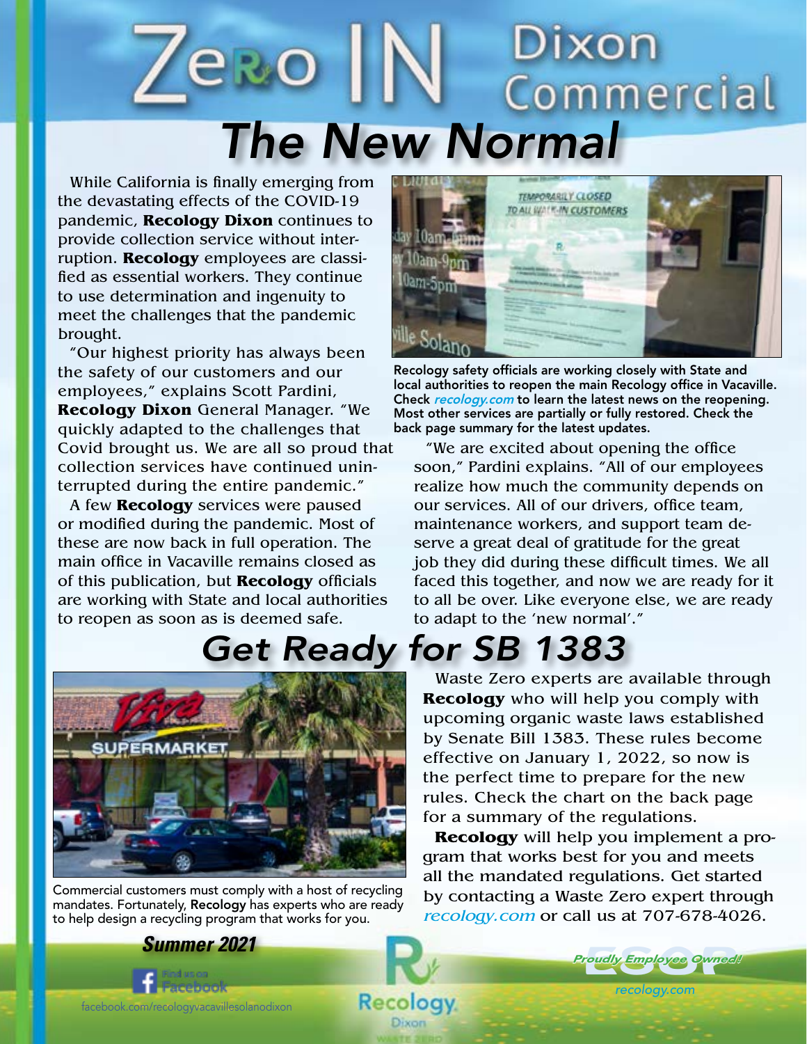# Zero IN Dixon Commercial

## The New Normal

While California is finally emerging from the devastating effects of the COVID-19 pandemic, **Recology Dixon** continues to provide collection service without interruption. **Recology** employees are classified as essential workers. They continue to use determination and ingenuity to meet the challenges that the pandemic brought.

"Our highest priority has always been the safety of our customers and our employees," explains Scott Pardini, **Recology Dixon** General Manager. "We quickly adapted to the challenges that Covid brought us. We are all so proud that collection services have continued uninterrupted during the entire pandemic."

A few **Recology** services were paused or modified during the pandemic. Most of these are now back in full operation. The main office in Vacaville remains closed as of this publication, but **Recology** officials are working with State and local authorities to reopen as soon as is deemed safe.

Recology safety officials are working closely with State and local authorities to reopen the main Recology office in Vacaville. Check *recology.com* to learn the latest news on the reopening. Most other services are partially or fully restored. Check the back page summary for the latest updates.

"We are excited about opening the office soon," Pardini explains. "All of our employees realize how much the community depends on our services. All of our drivers, office team, maintenance workers, and support team deserve a great deal of gratitude for the great job they did during these difficult times. We all faced this together, and now we are ready for it to all be over. Like everyone else, we are ready to adapt to the 'new normal'."

## Get Ready for SB 1383

Commercial customers must comply with a host of recycling mandates. Fortunately, **Recology** has experts who are ready to help design a recycling program that works for you.

Waste Zero experts are available through **Recology** who will help you comply with upcoming organic waste laws established by Senate Bill 1383. These rules become effective on January 1, 2022, so now is the perfect time to prepare for the new rules. Check the chart on the back page for a summary of the regulations.

**Recology** will help you implement a program that works best for you and meets all the mandated regulations. Get started by contacting a Waste Zero expert through *recology.com* or call us at 707-678-4026.

***Summer 2021***

Find us on Facebook

facebook.com/recologyvacavillesolanodixon

Recology Dixon

ESOP *Proudly Employee Owned!*

*recology.com*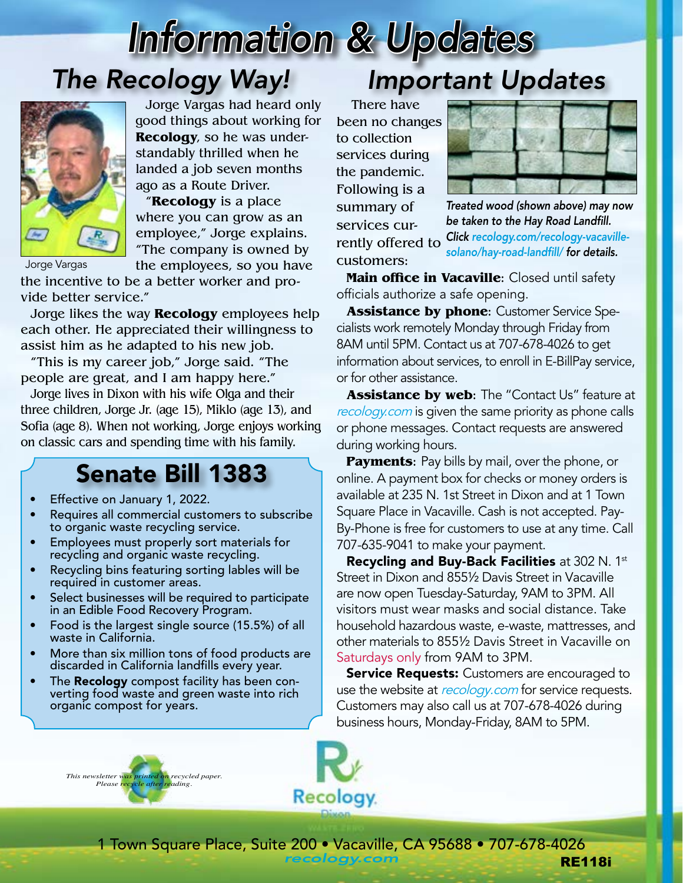# Information & Updates

## The Recology Way!

Jorge Vargas

Jorge Vargas had heard only good things about working for **Recology**, so he was understandably thrilled when he landed a job seven months ago as a Route Driver.

"**Recology** is a place where you can grow as an employee," Jorge explains. "The company is owned by the employees, so you have the incentive to be a better worker and provide better service."

Jorge likes the way **Recology** employees help each other. He appreciated their willingness to assist him as he adapted to his new job.

"This is my career job," Jorge said. "The people are great, and I am happy here."

Jorge lives in Dixon with his wife Olga and their three children, Jorge Jr. (age 15), Miklo (age 13), and Sofia (age 8). When not working, Jorge enjoys working on classic cars and spending time with his family.

## Senate Bill 1383

- Effective on January 1, 2022.
- Requires all commercial customers to subscribe to organic waste recycling service.
- Employees must properly sort materials for recycling and organic waste recycling.
- Recycling bins featuring sorting lables will be required in customer areas.
- Select businesses will be required to participate in an Edible Food Recovery Program.
- Food is the largest single source (15.5%) of all waste in California.
- More than six million tons of food products are discarded in California landfills every year.
- The **Recology** compost facility has been converting food waste and green waste into rich organic compost for years.

## Important Updates

There have been no changes to collection services during the pandemic. Following is a summary of services currently offered to customers:

*Treated wood (shown above) may now be taken to the Hay Road Landfill. Click recology.com/recology-vacaville-solano/hay-road-landfill/ for details.*

**Main office in Vacaville**: Closed until safety officials authorize a safe opening.

**Assistance by phone**: Customer Service Specialists work remotely Monday through Friday from 8AM until 5PM. Contact us at 707-678-4026 to get information about services, to enroll in E-BillPay service, or for other assistance.

**Assistance by web**: The "Contact Us" feature at *recology.com* is given the same priority as phone calls or phone messages. Contact requests are answered during working hours.

**Payments**: Pay bills by mail, over the phone, or online. A payment box for checks or money orders is available at 235 N. 1st Street in Dixon and at 1 Town Square Place in Vacaville. Cash is not accepted. Pay-By-Phone is free for customers to use at any time. Call 707-635-9041 to make your payment.

**Recycling and Buy-Back Facilities** at 302 N. 1st Street in Dixon and 855½ Davis Street in Vacaville are now open Tuesday-Saturday, 9AM to 3PM. All visitors must wear masks and social distance. Take household hazardous waste, e-waste, mattresses, and other materials to 855½ Davis Street in Vacaville on Saturdays only from 9AM to 3PM.

**Service Requests:** Customers are encouraged to use the website at *recology.com* for service requests. Customers may also call us at 707-678-4026 during business hours, Monday-Friday, 8AM to 5PM.

*This newsletter was printed on recycled paper. Please recycle after reading.*

Recology Dixon

1 Town Square Place, Suite 200 • Vacaville, CA 95688 • 707-678-4026
*recology.com*

RE118i